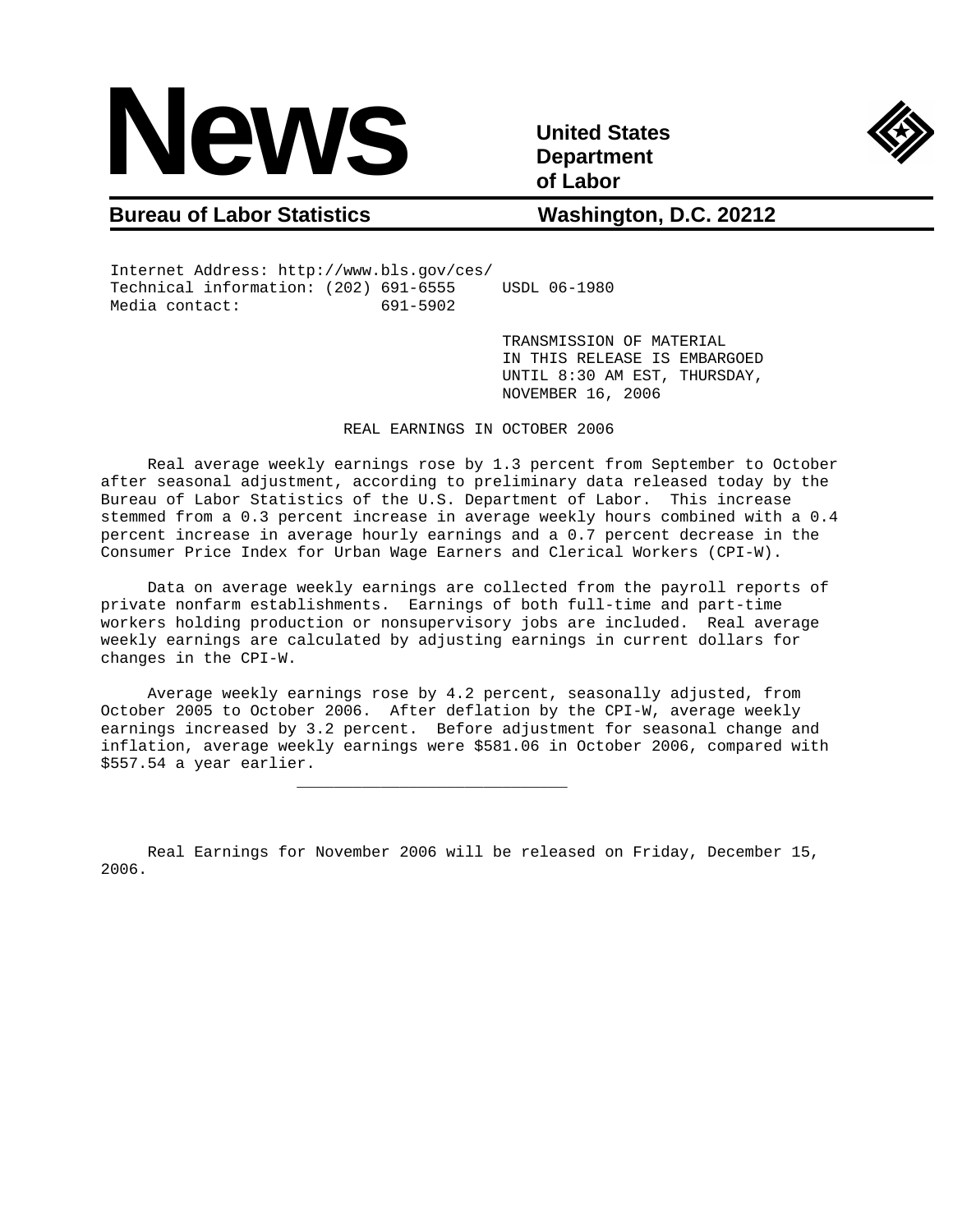# News

**United States Department of Labor**

**Bureau of Labor Statistics** **Washington, D.C. 20212**

Internet Address: http://www.bls.gov/ces/
Technical information: (202) 691-6555 USDL 06-1980
Media contact: 691-5902

TRANSMISSION OF MATERIAL IN THIS RELEASE IS EMBARGOED UNTIL 8:30 AM EST, THURSDAY, NOVEMBER 16, 2006

## REAL EARNINGS IN OCTOBER 2006

Real average weekly earnings rose by 1.3 percent from September to October after seasonal adjustment, according to preliminary data released today by the Bureau of Labor Statistics of the U.S. Department of Labor. This increase stemmed from a 0.3 percent increase in average weekly hours combined with a 0.4 percent increase in average hourly earnings and a 0.7 percent decrease in the Consumer Price Index for Urban Wage Earners and Clerical Workers (CPI-W).

Data on average weekly earnings are collected from the payroll reports of private nonfarm establishments. Earnings of both full-time and part-time workers holding production or nonsupervisory jobs are included. Real average weekly earnings are calculated by adjusting earnings in current dollars for changes in the CPI-W.

Average weekly earnings rose by 4.2 percent, seasonally adjusted, from October 2005 to October 2006. After deflation by the CPI-W, average weekly earnings increased by 3.2 percent. Before adjustment for seasonal change and inflation, average weekly earnings were $581.06 in October 2006, compared with $557.54 a year earlier.

---

Real Earnings for November 2006 will be released on Friday, December 15, 2006.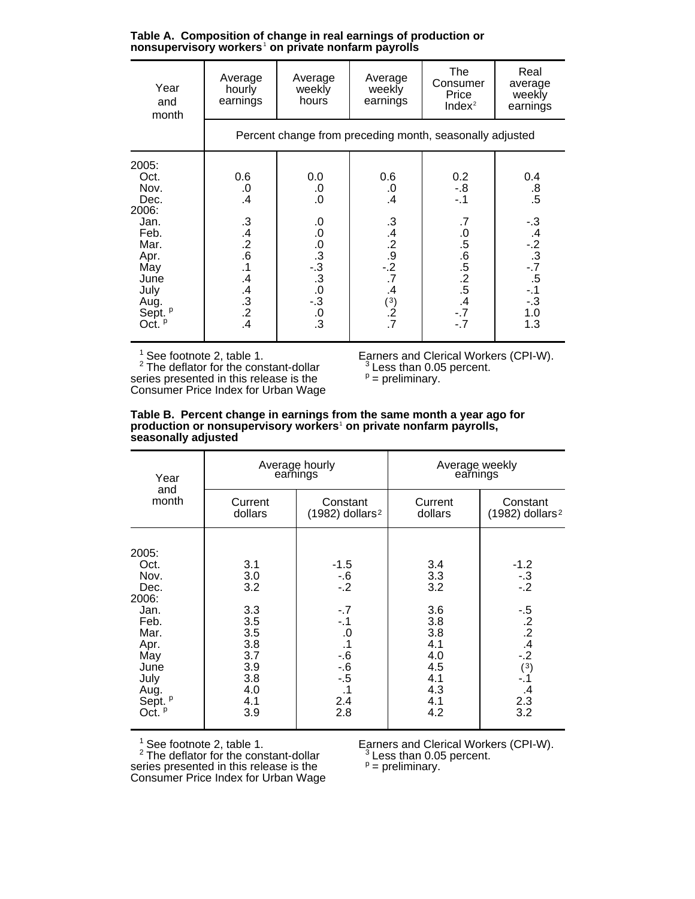**Table A. Composition of change in real earnings of production or nonsupervisory workers[1] on private nonfarm payrolls**

| Year and month | Average hourly earnings | Average weekly hours | Average weekly earnings | The Consumer Price Index[2] | Real average weekly earnings |
|---|---|---|---|---|---|
| | Percent change from preceding month, seasonally adjusted | | | | |
| 2005: | | | | | |
| Oct. | 0.6 | 0.0 | 0.6 | 0.2 | 0.4 |
| Nov. | .0 | .0 | .0 | -.8 | .8 |
| Dec. | .4 | .0 | .4 | -.1 | .5 |
| 2006: | | | | | |
| Jan. | .3 | .0 | .3 | .7 | -.3 |
| Feb. | .4 | .0 | .4 | .0 | .4 |
| Mar. | .2 | .0 | .2 | .5 | -.2 |
| Apr. | .6 | .3 | .9 | .6 | .3 |
| May | .1 | -.3 | -.2 | .5 | -.7 |
| June | .4 | .3 | .7 | .2 | .5 |
| July | .4 | .0 | .4 | .5 | -.1 |
| Aug. | .3 | -.3 | (3) | .4 | -.3 |
| Sept. p | .2 | .0 | .2 | -.7 | 1.0 |
| Oct. p | .4 | .3 | .7 | -.7 | 1.3 |

[1] See footnote 2, table 1.
[2] The deflator for the constant-dollar series presented in this release is the Consumer Price Index for Urban Wage Earners and Clerical Workers (CPI-W).
[3] Less than 0.05 percent.
p = preliminary.

**Table B. Percent change in earnings from the same month a year ago for production or nonsupervisory workers[1] on private nonfarm payrolls, seasonally adjusted**

| Year and month | Average hourly earnings | | Average weekly earnings | |
|---|---|---|---|---|
| | Current dollars | Constant (1982) dollars[2] | Current dollars | Constant (1982) dollars[2] |
| 2005: | | | | |
| Oct. | 3.1 | -1.5 | 3.4 | -1.2 |
| Nov. | 3.0 | -.6 | 3.3 | -.3 |
| Dec. | 3.2 | -.2 | 3.2 | -.2 |
| 2006: | | | | |
| Jan. | 3.3 | -.7 | 3.6 | -.5 |
| Feb. | 3.5 | -.1 | 3.8 | .2 |
| Mar. | 3.5 | .0 | 3.8 | .2 |
| Apr. | 3.8 | .1 | 4.1 | .4 |
| May | 3.7 | -.6 | 4.0 | -.2 |
| June | 3.9 | -.6 | 4.5 | (3) |
| July | 3.8 | -.5 | 4.1 | -.1 |
| Aug. | 4.0 | .1 | 4.3 | .4 |
| Sept. p | 4.1 | 2.4 | 4.1 | 2.3 |
| Oct. p | 3.9 | 2.8 | 4.2 | 3.2 |

[1] See footnote 2, table 1.
[2] The deflator for the constant-dollar series presented in this release is the Consumer Price Index for Urban Wage Earners and Clerical Workers (CPI-W).
[3] Less than 0.05 percent.
p = preliminary.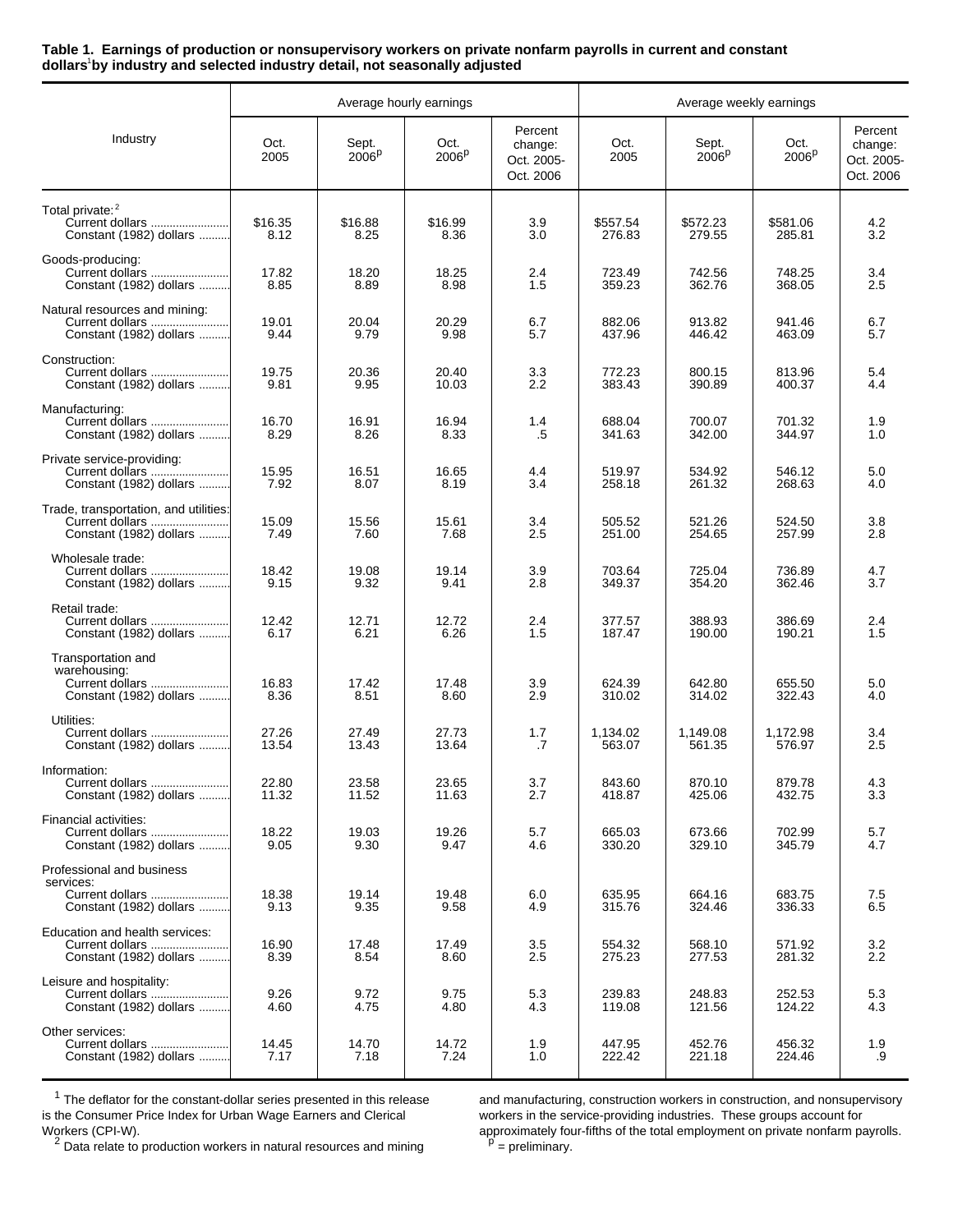**Table 1. Earnings of production or nonsupervisory workers on private nonfarm payrolls in current and constant dollars[1] by industry and selected industry detail, not seasonally adjusted**

| Industry | Average hourly earnings | | | | Average weekly earnings | | | |
|---|---|---|---|---|---|---|---|---|
| | Oct. 2005 | Sept. 2006[p] | Oct. 2006[p] | Percent change: Oct. 2005-Oct. 2006 | Oct. 2005 | Sept. 2006[p] | Oct. 2006[p] | Percent change: Oct. 2005-Oct. 2006 |
| **Total private:[2]** | | | | | | | | |
| Current dollars | $16.35 | $16.88 | $16.99 | 3.9 | $557.54 | $572.23 | $581.06 | 4.2 |
| Constant (1982) dollars | 8.12 | 8.25 | 8.36 | 3.0 | 276.83 | 279.55 | 285.81 | 3.2 |
| **Goods-producing:** | | | | | | | | |
| Current dollars | 17.82 | 18.20 | 18.25 | 2.4 | 723.49 | 742.56 | 748.25 | 3.4 |
| Constant (1982) dollars | 8.85 | 8.89 | 8.98 | 1.5 | 359.23 | 362.76 | 368.05 | 2.5 |
| **Natural resources and mining:** | | | | | | | | |
| Current dollars | 19.01 | 20.04 | 20.29 | 6.7 | 882.06 | 913.82 | 941.46 | 6.7 |
| Constant (1982) dollars | 9.44 | 9.79 | 9.98 | 5.7 | 437.96 | 446.42 | 463.09 | 5.7 |
| **Construction:** | | | | | | | | |
| Current dollars | 19.75 | 20.36 | 20.40 | 3.3 | 772.23 | 800.15 | 813.96 | 5.4 |
| Constant (1982) dollars | 9.81 | 9.95 | 10.03 | 2.2 | 383.43 | 390.89 | 400.37 | 4.4 |
| **Manufacturing:** | | | | | | | | |
| Current dollars | 16.70 | 16.91 | 16.94 | 1.4 | 688.04 | 700.07 | 701.32 | 1.9 |
| Constant (1982) dollars | 8.29 | 8.26 | 8.33 | .5 | 341.63 | 342.00 | 344.97 | 1.0 |
| **Private service-providing:** | | | | | | | | |
| Current dollars | 15.95 | 16.51 | 16.65 | 4.4 | 519.97 | 534.92 | 546.12 | 5.0 |
| Constant (1982) dollars | 7.92 | 8.07 | 8.19 | 3.4 | 258.18 | 261.32 | 268.63 | 4.0 |
| **Trade, transportation, and utilities:** | | | | | | | | |
| Current dollars | 15.09 | 15.56 | 15.61 | 3.4 | 505.52 | 521.26 | 524.50 | 3.8 |
| Constant (1982) dollars | 7.49 | 7.60 | 7.68 | 2.5 | 251.00 | 254.65 | 257.99 | 2.8 |
| Wholesale trade: | | | | | | | | |
| Current dollars | 18.42 | 19.08 | 19.14 | 3.9 | 703.64 | 725.04 | 736.89 | 4.7 |
| Constant (1982) dollars | 9.15 | 9.32 | 9.41 | 2.8 | 349.37 | 354.20 | 362.46 | 3.7 |
| Retail trade: | | | | | | | | |
| Current dollars | 12.42 | 12.71 | 12.72 | 2.4 | 377.57 | 388.93 | 386.69 | 2.4 |
| Constant (1982) dollars | 6.17 | 6.21 | 6.26 | 1.5 | 187.47 | 190.00 | 190.21 | 1.5 |
| Transportation and warehousing: | | | | | | | | |
| Current dollars | 16.83 | 17.42 | 17.48 | 3.9 | 624.39 | 642.80 | 655.50 | 5.0 |
| Constant (1982) dollars | 8.36 | 8.51 | 8.60 | 2.9 | 310.02 | 314.02 | 322.43 | 4.0 |
| Utilities: | | | | | | | | |
| Current dollars | 27.26 | 27.49 | 27.73 | 1.7 | 1,134.02 | 1,149.08 | 1,172.98 | 3.4 |
| Constant (1982) dollars | 13.54 | 13.43 | 13.64 | .7 | 563.07 | 561.35 | 576.97 | 2.5 |
| **Information:** | | | | | | | | |
| Current dollars | 22.80 | 23.58 | 23.65 | 3.7 | 843.60 | 870.10 | 879.78 | 4.3 |
| Constant (1982) dollars | 11.32 | 11.52 | 11.63 | 2.7 | 418.87 | 425.06 | 432.75 | 3.3 |
| **Financial activities:** | | | | | | | | |
| Current dollars | 18.22 | 19.03 | 19.26 | 5.7 | 665.03 | 673.66 | 702.99 | 5.7 |
| Constant (1982) dollars | 9.05 | 9.30 | 9.47 | 4.6 | 330.20 | 329.10 | 345.79 | 4.7 |
| **Professional and business services:** | | | | | | | | |
| Current dollars | 18.38 | 19.14 | 19.48 | 6.0 | 635.95 | 664.16 | 683.75 | 7.5 |
| Constant (1982) dollars | 9.13 | 9.35 | 9.58 | 4.9 | 315.76 | 324.46 | 336.33 | 6.5 |
| **Education and health services:** | | | | | | | | |
| Current dollars | 16.90 | 17.48 | 17.49 | 3.5 | 554.32 | 568.10 | 571.92 | 3.2 |
| Constant (1982) dollars | 8.39 | 8.54 | 8.60 | 2.5 | 275.23 | 277.53 | 281.32 | 2.2 |
| **Leisure and hospitality:** | | | | | | | | |
| Current dollars | 9.26 | 9.72 | 9.75 | 5.3 | 239.83 | 248.83 | 252.53 | 5.3 |
| Constant (1982) dollars | 4.60 | 4.75 | 4.80 | 4.3 | 119.08 | 121.56 | 124.22 | 4.3 |
| **Other services:** | | | | | | | | |
| Current dollars | 14.45 | 14.70 | 14.72 | 1.9 | 447.95 | 452.76 | 456.32 | 1.9 |
| Constant (1982) dollars | 7.17 | 7.18 | 7.24 | 1.0 | 222.42 | 221.18 | 224.46 | .9 |

[1] The deflator for the constant-dollar series presented in this release is the Consumer Price Index for Urban Wage Earners and Clerical Workers (CPI-W).

[2] Data relate to production workers in natural resources and mining and manufacturing, construction workers in construction, and nonsupervisory workers in the service-providing industries. These groups account for approximately four-fifths of the total employment on private nonfarm payrolls.

[p] = preliminary.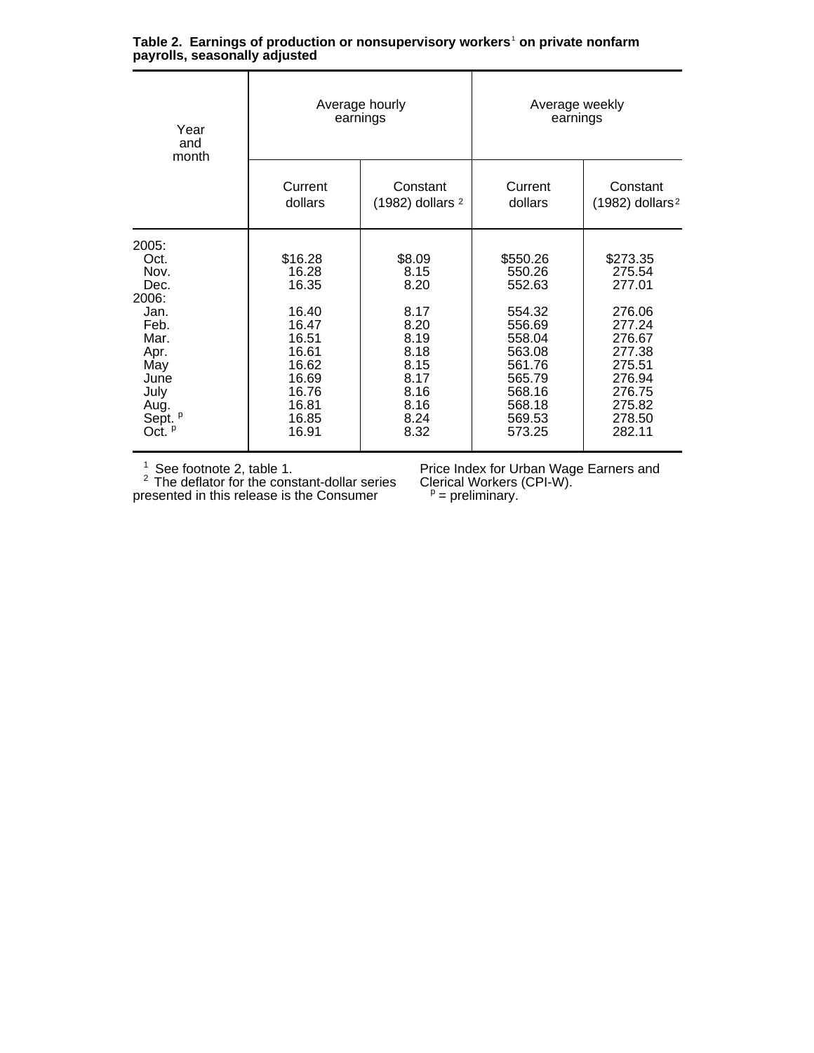**Table 2. Earnings of production or nonsupervisory workers[1] on private nonfarm payrolls, seasonally adjusted**

| Year and month | Average hourly earnings | | Average weekly earnings | |
|---|---|---|---|---|
| | Current dollars | Constant (1982) dollars [2] | Current dollars | Constant (1982) dollars [2] |
| 2005: | | | | |
| Oct. | $16.28 | $8.09 | $550.26 | $273.35 |
| Nov. | 16.28 | 8.15 | 550.26 | 275.54 |
| Dec. | 16.35 | 8.20 | 552.63 | 277.01 |
| 2006: | | | | |
| Jan. | 16.40 | 8.17 | 554.32 | 276.06 |
| Feb. | 16.47 | 8.20 | 556.69 | 277.24 |
| Mar. | 16.51 | 8.19 | 558.04 | 276.67 |
| Apr. | 16.61 | 8.18 | 563.08 | 277.38 |
| May | 16.62 | 8.15 | 561.76 | 275.51 |
| June | 16.69 | 8.17 | 565.79 | 276.94 |
| July | 16.76 | 8.16 | 568.16 | 276.75 |
| Aug. | 16.81 | 8.16 | 568.18 | 275.82 |
| Sept. [p] | 16.85 | 8.24 | 569.53 | 278.50 |
| Oct. [p] | 16.91 | 8.32 | 573.25 | 282.11 |

[1] See footnote 2, table 1.
[2] The deflator for the constant-dollar series presented in this release is the Consumer Price Index for Urban Wage Earners and Clerical Workers (CPI-W).
[p] = preliminary.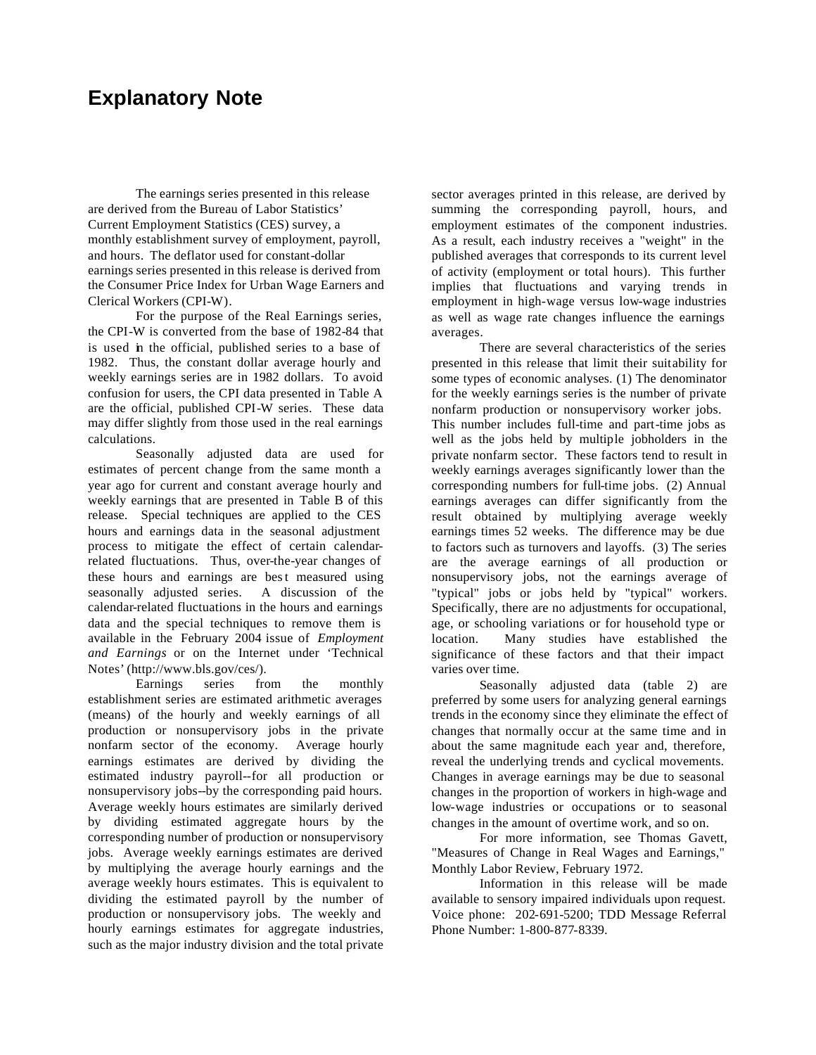# Explanatory Note

The earnings series presented in this release are derived from the Bureau of Labor Statistics' Current Employment Statistics (CES) survey, a monthly establishment survey of employment, payroll, and hours. The deflator used for constant-dollar earnings series presented in this release is derived from the Consumer Price Index for Urban Wage Earners and Clerical Workers (CPI-W).

For the purpose of the Real Earnings series, the CPI-W is converted from the base of 1982-84 that is used in the official, published series to a base of 1982. Thus, the constant dollar average hourly and weekly earnings series are in 1982 dollars. To avoid confusion for users, the CPI data presented in Table A are the official, published CPI-W series. These data may differ slightly from those used in the real earnings calculations.

Seasonally adjusted data are used for estimates of percent change from the same month a year ago for current and constant average hourly and weekly earnings that are presented in Table B of this release. Special techniques are applied to the CES hours and earnings data in the seasonal adjustment process to mitigate the effect of certain calendar-related fluctuations. Thus, over-the-year changes of these hours and earnings are best measured using seasonally adjusted series. A discussion of the calendar-related fluctuations in the hours and earnings data and the special techniques to remove them is available in the February 2004 issue of *Employment and Earnings* or on the Internet under 'Technical Notes' (http://www.bls.gov/ces/).

Earnings series from the monthly establishment series are estimated arithmetic averages (means) of the hourly and weekly earnings of all production or nonsupervisory jobs in the private nonfarm sector of the economy. Average hourly earnings estimates are derived by dividing the estimated industry payroll--for all production or nonsupervisory jobs--by the corresponding paid hours. Average weekly hours estimates are similarly derived by dividing estimated aggregate hours by the corresponding number of production or nonsupervisory jobs. Average weekly earnings estimates are derived by multiplying the average hourly earnings and the average weekly hours estimates. This is equivalent to dividing the estimated payroll by the number of production or nonsupervisory jobs. The weekly and hourly earnings estimates for aggregate industries, such as the major industry division and the total private sector averages printed in this release, are derived by summing the corresponding payroll, hours, and employment estimates of the component industries. As a result, each industry receives a "weight" in the published averages that corresponds to its current level of activity (employment or total hours). This further implies that fluctuations and varying trends in employment in high-wage versus low-wage industries as well as wage rate changes influence the earnings averages.

There are several characteristics of the series presented in this release that limit their suitability for some types of economic analyses. (1) The denominator for the weekly earnings series is the number of private nonfarm production or nonsupervisory worker jobs. This number includes full-time and part-time jobs as well as the jobs held by multiple jobholders in the private nonfarm sector. These factors tend to result in weekly earnings averages significantly lower than the corresponding numbers for full-time jobs. (2) Annual earnings averages can differ significantly from the result obtained by multiplying average weekly earnings times 52 weeks. The difference may be due to factors such as turnovers and layoffs. (3) The series are the average earnings of all production or nonsupervisory jobs, not the earnings average of "typical" jobs or jobs held by "typical" workers. Specifically, there are no adjustments for occupational, age, or schooling variations or for household type or location. Many studies have established the significance of these factors and that their impact varies over time.

Seasonally adjusted data (table 2) are preferred by some users for analyzing general earnings trends in the economy since they eliminate the effect of changes that normally occur at the same time and in about the same magnitude each year and, therefore, reveal the underlying trends and cyclical movements. Changes in average earnings may be due to seasonal changes in the proportion of workers in high-wage and low-wage industries or occupations or to seasonal changes in the amount of overtime work, and so on.

For more information, see Thomas Gavett, "Measures of Change in Real Wages and Earnings," Monthly Labor Review, February 1972.

Information in this release will be made available to sensory impaired individuals upon request. Voice phone: 202-691-5200; TDD Message Referral Phone Number: 1-800-877-8339.